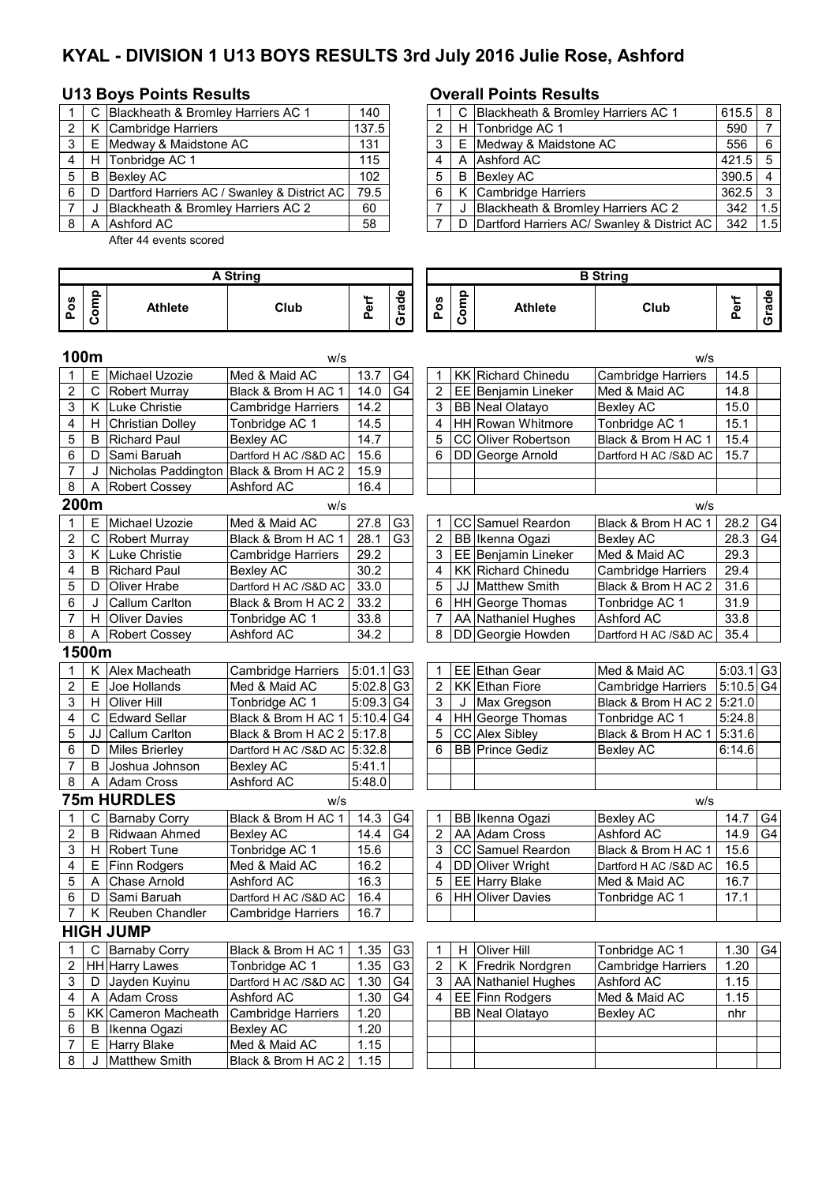# KYAL - DIVISION 1 U13 BOYS RESULTS 3rd July 2016 Julie Rose, Ashford

## U13 Boys Points Results

| | | | |
|---|---|---|---|
| 1 | C | Blackheath & Bromley Harriers AC 1 | 140 |
| 2 | K | Cambridge Harriers | 137.5 |
| 3 | E | Medway & Maidstone AC | 131 |
| 4 | H | Tonbridge AC 1 | 115 |
| 5 | B | Bexley AC | 102 |
| 6 | D | Dartford Harriers AC / Swanley & District AC | 79.5 |
| 7 | J | Blackheath & Bromley Harriers AC 2 | 60 |
| 8 | A | Ashford AC | 58 |

After 44 events scored

## Overall Points Results

| | | | | |
|---|---|---|---|---|
| 1 | C | Blackheath & Bromley Harriers AC 1 | 615.5 | 8 |
| 2 | H | Tonbridge AC 1 | 590 | 7 |
| 3 | E | Medway & Maidstone AC | 556 | 6 |
| 4 | A | Ashford AC | 421.5 | 5 |
| 5 | B | Bexley AC | 390.5 | 4 |
| 6 | K | Cambridge Harriers | 362.5 | 3 |
| 7 | J | Blackheath & Bromley Harriers AC 2 | 342 | 1.5 |
| 7 | D | Dartford Harriers AC/ Swanley & District AC | 342 | 1.5 |

## 100m

A String (w/s)

| Pos | Comp | Athlete | Club | Perf | Grade |
|---|---|---|---|---|---|
| 1 | E | Michael Uzozie | Med & Maid AC | 13.7 | G4 |
| 2 | C | Robert Murray | Black & Brom H AC 1 | 14.0 | G4 |
| 3 | K | Luke Christie | Cambridge Harriers | 14.2 | |
| 4 | H | Christian Dolley | Tonbridge AC 1 | 14.5 | |
| 5 | B | Richard Paul | Bexley AC | 14.7 | |
| 6 | D | Sami Baruah | Dartford H AC /S&D AC | 15.6 | |
| 7 | J | Nicholas Paddington | Black & Brom H AC 2 | 15.9 | |
| 8 | A | Robert Cossey | Ashford AC | 16.4 | |

B String (w/s)

| Pos | Comp | Athlete | Club | Perf | Grade |
|---|---|---|---|---|---|
| 1 | KK | Richard Chinedu | Cambridge Harriers | 14.5 | |
| 2 | EE | Benjamin Lineker | Med & Maid AC | 14.8 | |
| 3 | BB | Neal Olatayo | Bexley AC | 15.0 | |
| 4 | HH | Rowan Whitmore | Tonbridge AC 1 | 15.1 | |
| 5 | CC | Oliver Robertson | Black & Brom H AC 1 | 15.4 | |
| 6 | DD | George Arnold | Dartford H AC /S&D AC | 15.7 | |

## 200m

A String (w/s)

| Pos | Comp | Athlete | Club | Perf | Grade |
|---|---|---|---|---|---|
| 1 | E | Michael Uzozie | Med & Maid AC | 27.8 | G3 |
| 2 | C | Robert Murray | Black & Brom H AC 1 | 28.1 | G3 |
| 3 | K | Luke Christie | Cambridge Harriers | 29.2 | |
| 4 | B | Richard Paul | Bexley AC | 30.2 | |
| 5 | D | Oliver Hrabe | Dartford H AC /S&D AC | 33.0 | |
| 6 | J | Callum Carlton | Black & Brom H AC 2 | 33.2 | |
| 7 | H | Oliver Davies | Tonbridge AC 1 | 33.8 | |
| 8 | A | Robert Cossey | Ashford AC | 34.2 | |

B String (w/s)

| Pos | Comp | Athlete | Club | Perf | Grade |
|---|---|---|---|---|---|
| 1 | CC | Samuel Reardon | Black & Brom H AC 1 | 28.2 | G4 |
| 2 | BB | Ikenna Ogazi | Bexley AC | 28.3 | G4 |
| 3 | EE | Benjamin Lineker | Med & Maid AC | 29.3 | |
| 4 | KK | Richard Chinedu | Cambridge Harriers | 29.4 | |
| 5 | JJ | Matthew Smith | Black & Brom H AC 2 | 31.6 | |
| 6 | HH | George Thomas | Tonbridge AC 1 | 31.9 | |
| 7 | AA | Nathaniel Hughes | Ashford AC | 33.8 | |
| 8 | DD | Georgie Howden | Dartford H AC /S&D AC | 35.4 | |

## 1500m

A String

| Pos | Comp | Athlete | Club | Perf | Grade |
|---|---|---|---|---|---|
| 1 | K | Alex Macheath | Cambridge Harriers | 5:01.1 | G3 |
| 2 | E | Joe Hollands | Med & Maid AC | 5:02.8 | G3 |
| 3 | H | Oliver Hill | Tonbridge AC 1 | 5:09.3 | G4 |
| 4 | C | Edward Sellar | Black & Brom H AC 1 | 5:10.4 | G4 |
| 5 | JJ | Callum Carlton | Black & Brom H AC 2 | 5:17.8 | |
| 6 | D | Miles Brierley | Dartford H AC /S&D AC | 5:32.8 | |
| 7 | B | Joshua Johnson | Bexley AC | 5:41.1 | |
| 8 | A | Adam Cross | Ashford AC | 5:48.0 | |

B String

| Pos | Comp | Athlete | Club | Perf | Grade |
|---|---|---|---|---|---|
| 1 | EE | Ethan Gear | Med & Maid AC | 5:03.1 | G3 |
| 2 | KK | Ethan Fiore | Cambridge Harriers | 5:10.5 | G4 |
| 3 | J | Max Gregson | Black & Brom H AC 2 | 5:21.0 | |
| 4 | HH | George Thomas | Tonbridge AC 1 | 5:24.8 | |
| 5 | CC | Alex Sibley | Black & Brom H AC 1 | 5:31.6 | |
| 6 | BB | Prince Gediz | Bexley AC | 6:14.6 | |

## 75m HURDLES

A String (w/s)

| Pos | Comp | Athlete | Club | Perf | Grade |
|---|---|---|---|---|---|
| 1 | C | Barnaby Corry | Black & Brom H AC 1 | 14.3 | G4 |
| 2 | B | Ridwaan Ahmed | Bexley AC | 14.4 | G4 |
| 3 | H | Robert Tune | Tonbridge AC 1 | 15.6 | |
| 4 | E | Finn Rodgers | Med & Maid AC | 16.2 | |
| 5 | A | Chase Arnold | Ashford AC | 16.3 | |
| 6 | D | Sami Baruah | Dartford H AC /S&D AC | 16.4 | |
| 7 | K | Reuben Chandler | Cambridge Harriers | 16.7 | |

B String (w/s)

| Pos | Comp | Athlete | Club | Perf | Grade |
|---|---|---|---|---|---|
| 1 | BB | Ikenna Ogazi | Bexley AC | 14.7 | G4 |
| 2 | AA | Adam Cross | Ashford AC | 14.9 | G4 |
| 3 | CC | Samuel Reardon | Black & Brom H AC 1 | 15.6 | |
| 4 | DD | Oliver Wright | Dartford H AC /S&D AC | 16.5 | |
| 5 | EE | Harry Blake | Med & Maid AC | 16.7 | |
| 6 | HH | Oliver Davies | Tonbridge AC 1 | 17.1 | |

## HIGH JUMP

A String

| Pos | Comp | Athlete | Club | Perf | Grade |
|---|---|---|---|---|---|
| 1 | C | Barnaby Corry | Black & Brom H AC 1 | 1.35 | G3 |
| 2 | HH | Harry Lawes | Tonbridge AC 1 | 1.35 | G3 |
| 3 | D | Jayden Kuyinu | Dartford H AC /S&D AC | 1.30 | G4 |
| 4 | A | Adam Cross | Ashford AC | 1.30 | G4 |
| 5 | KK | Cameron Macheath | Cambridge Harriers | 1.20 | |
| 6 | B | Ikenna Ogazi | Bexley AC | 1.20 | |
| 7 | E | Harry Blake | Med & Maid AC | 1.15 | |
| 8 | J | Matthew Smith | Black & Brom H AC 2 | 1.15 | |

B String

| Pos | Comp | Athlete | Club | Perf | Grade |
|---|---|---|---|---|---|
| 1 | H | Oliver Hill | Tonbridge AC 1 | 1.30 | G4 |
| 2 | K | Fredrik Nordgren | Cambridge Harriers | 1.20 | |
| 3 | AA | Nathaniel Hughes | Ashford AC | 1.15 | |
| 4 | EE | Finn Rodgers | Med & Maid AC | 1.15 | |
| | BB | Neal Olatayo | Bexley AC | nhr | |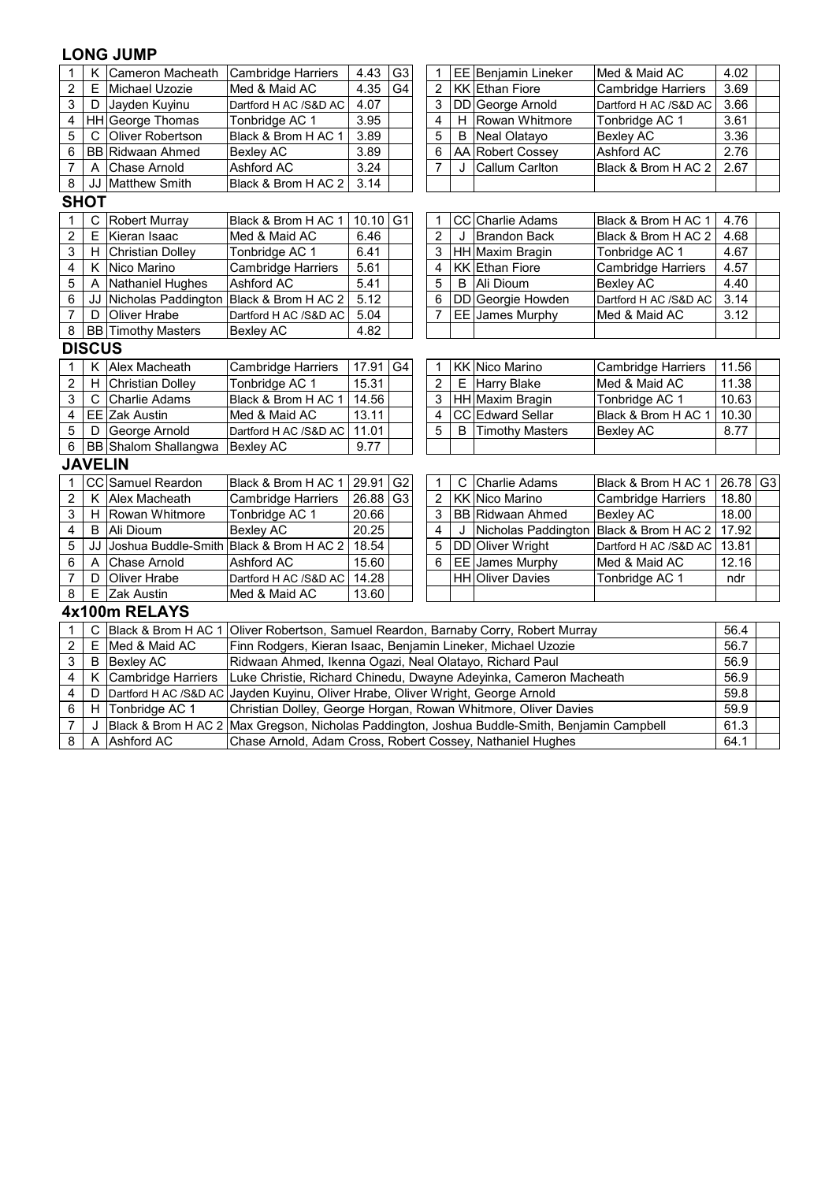## LONG JUMP

| | | | | | | | | | | | |
|---|---|---|---|---|---|---|---|---|---|---|---|
| 1 | K | Cameron Macheath | Cambridge Harriers | 4.43 | G3 | 1 | EE | Benjamin Lineker | Med & Maid AC | 4.02 | |
| 2 | E | Michael Uzozie | Med & Maid AC | 4.35 | G4 | 2 | KK | Ethan Fiore | Cambridge Harriers | 3.69 | |
| 3 | D | Jayden Kuyinu | Dartford H AC /S&D AC | 4.07 | | 3 | DD | George Arnold | Dartford H AC /S&D AC | 3.66 | |
| 4 | HH | George Thomas | Tonbridge AC 1 | 3.95 | | 4 | H | Rowan Whitmore | Tonbridge AC 1 | 3.61 | |
| 5 | C | Oliver Robertson | Black & Brom H AC 1 | 3.89 | | 5 | B | Neal Olatayo | Bexley AC | 3.36 | |
| 6 | BB | Ridwaan Ahmed | Bexley AC | 3.89 | | 6 | AA | Robert Cossey | Ashford AC | 2.76 | |
| 7 | A | Chase Arnold | Ashford AC | 3.24 | | 7 | J | Callum Carlton | Black & Brom H AC 2 | 2.67 | |
| 8 | JJ | Matthew Smith | Black & Brom H AC 2 | 3.14 | | | | | | | |

## SHOT

| | | | | | | | | | | | |
|---|---|---|---|---|---|---|---|---|---|---|---|
| 1 | C | Robert Murray | Black & Brom H AC 1 | 10.10 | G1 | 1 | CC | Charlie Adams | Black & Brom H AC 1 | 4.76 | |
| 2 | E | Kieran Isaac | Med & Maid AC | 6.46 | | 2 | J | Brandon Back | Black & Brom H AC 2 | 4.68 | |
| 3 | H | Christian Dolley | Tonbridge AC 1 | 6.41 | | 3 | HH | Maxim Bragin | Tonbridge AC 1 | 4.67 | |
| 4 | K | Nico Marino | Cambridge Harriers | 5.61 | | 4 | KK | Ethan Fiore | Cambridge Harriers | 4.57 | |
| 5 | A | Nathaniel Hughes | Ashford AC | 5.41 | | 5 | B | Ali Dioum | Bexley AC | 4.40 | |
| 6 | JJ | Nicholas Paddington | Black & Brom H AC 2 | 5.12 | | 6 | DD | Georgie Howden | Dartford H AC /S&D AC | 3.14 | |
| 7 | D | Oliver Hrabe | Dartford H AC /S&D AC | 5.04 | | 7 | EE | James Murphy | Med & Maid AC | 3.12 | |
| 8 | BB | Timothy Masters | Bexley AC | 4.82 | | | | | | | |

## DISCUS

| | | | | | | | | | | | |
|---|---|---|---|---|---|---|---|---|---|---|---|
| 1 | K | Alex Macheath | Cambridge Harriers | 17.91 | G4 | 1 | KK | Nico Marino | Cambridge Harriers | 11.56 | |
| 2 | H | Christian Dolley | Tonbridge AC 1 | 15.31 | | 2 | E | Harry Blake | Med & Maid AC | 11.38 | |
| 3 | C | Charlie Adams | Black & Brom H AC 1 | 14.56 | | 3 | HH | Maxim Bragin | Tonbridge AC 1 | 10.63 | |
| 4 | EE | Zak Austin | Med & Maid AC | 13.11 | | 4 | CC | Edward Sellar | Black & Brom H AC 1 | 10.30 | |
| 5 | D | George Arnold | Dartford H AC /S&D AC | 11.01 | | 5 | B | Timothy Masters | Bexley AC | 8.77 | |
| 6 | BB | Shalom Shallangwa | Bexley AC | 9.77 | | | | | | | |

## JAVELIN

| | | | | | | | | | | | |
|---|---|---|---|---|---|---|---|---|---|---|---|
| 1 | CC | Samuel Reardon | Black & Brom H AC 1 | 29.91 | G2 | 1 | C | Charlie Adams | Black & Brom H AC 1 | 26.78 | G3 |
| 2 | K | Alex Macheath | Cambridge Harriers | 26.88 | G3 | 2 | KK | Nico Marino | Cambridge Harriers | 18.80 | |
| 3 | H | Rowan Whitmore | Tonbridge AC 1 | 20.66 | | 3 | BB | Ridwaan Ahmed | Bexley AC | 18.00 | |
| 4 | B | Ali Dioum | Bexley AC | 20.25 | | 4 | J | Nicholas Paddington | Black & Brom H AC 2 | 17.92 | |
| 5 | JJ | Joshua Buddle-Smith | Black & Brom H AC 2 | 18.54 | | 5 | DD | Oliver Wright | Dartford H AC /S&D AC | 13.81 | |
| 6 | A | Chase Arnold | Ashford AC | 15.60 | | 6 | EE | James Murphy | Med & Maid AC | 12.16 | |
| 7 | D | Oliver Hrabe | Dartford H AC /S&D AC | 14.28 | | | HH | Oliver Davies | Tonbridge AC 1 | ndr | |
| 8 | E | Zak Austin | Med & Maid AC | 13.60 | | | | | | | |

## 4x100m RELAYS

| | | | | | |
|---|---|---|---|---|---|
| 1 | C | Black & Brom H AC 1 | Oliver Robertson, Samuel Reardon, Barnaby Corry, Robert Murray | 56.4 | |
| 2 | E | Med & Maid AC | Finn Rodgers, Kieran Isaac, Benjamin Lineker, Michael Uzozie | 56.7 | |
| 3 | B | Bexley AC | Ridwaan Ahmed, Ikenna Ogazi, Neal Olatayo, Richard Paul | 56.9 | |
| 4 | K | Cambridge Harriers | Luke Christie, Richard Chinedu, Dwayne Adeyinka, Cameron Macheath | 56.9 | |
| 4 | D | Dartford H AC /S&D AC | Jayden Kuyinu, Oliver Hrabe, Oliver Wright, George Arnold | 59.8 | |
| 6 | H | Tonbridge AC 1 | Christian Dolley, George Horgan, Rowan Whitmore, Oliver Davies | 59.9 | |
| 7 | J | Black & Brom H AC 2 | Max Gregson, Nicholas Paddington, Joshua Buddle-Smith, Benjamin Campbell | 61.3 | |
| 8 | A | Ashford AC | Chase Arnold, Adam Cross, Robert Cossey, Nathaniel Hughes | 64.1 | |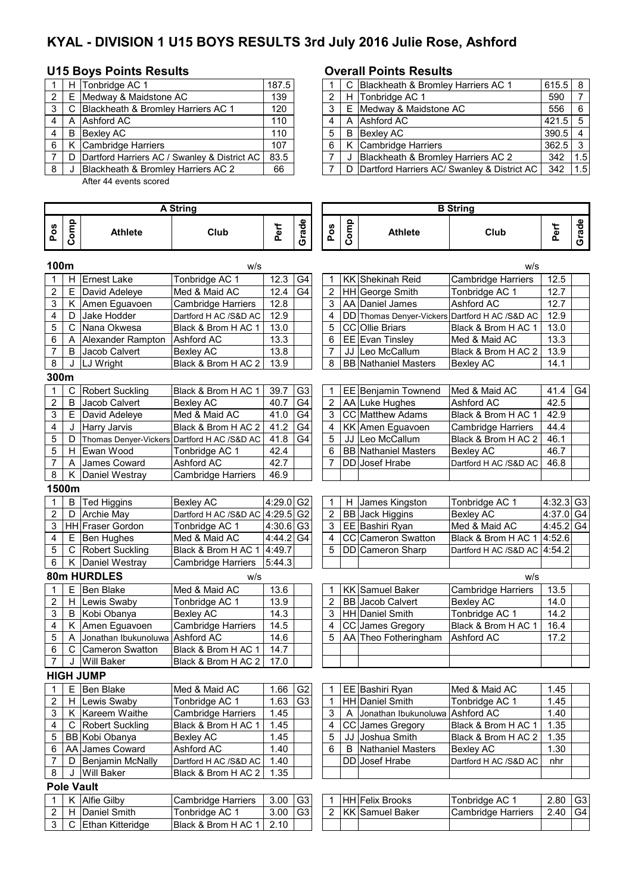# KYAL - DIVISION 1 U15 BOYS RESULTS 3rd July 2016 Julie Rose, Ashford

## U15 Boys Points Results

| | | | |
|---|---|---|---|
| 1 | H | Tonbridge AC 1 | 187.5 |
| 2 | E | Medway & Maidstone AC | 139 |
| 3 | C | Blackheath & Bromley Harriers AC 1 | 120 |
| 4 | A | Ashford AC | 110 |
| 4 | B | Bexley AC | 110 |
| 6 | K | Cambridge Harriers | 107 |
| 7 | D | Dartford Harriers AC / Swanley & District AC | 83.5 |
| 8 | J | Blackheath & Bromley Harriers AC 2 | 66 |

After 44 events scored

## Overall Points Results

| | | | | |
|---|---|---|---|---|
| 1 | C | Blackheath & Bromley Harriers AC 1 | 615.5 | 8 |
| 2 | H | Tonbridge AC 1 | 590 | 7 |
| 3 | E | Medway & Maidstone AC | 556 | 6 |
| 4 | A | Ashford AC | 421.5 | 5 |
| 5 | B | Bexley AC | 390.5 | 4 |
| 6 | K | Cambridge Harriers | 362.5 | 3 |
| 7 | J | Blackheath & Bromley Harriers AC 2 | 342 | 1.5 |
| 7 | D | Dartford Harriers AC/ Swanley & District AC | 342 | 1.5 |

## A String

| Pos | Comp | Athlete | Club | Perf | Grade |
|---|---|---|---|---|---|
| **100m** | | | w/s | | |
| 1 | H | Ernest Lake | Tonbridge AC 1 | 12.3 | G4 |
| 2 | E | David Adeleye | Med & Maid AC | 12.4 | G4 |
| 3 | K | Amen Eguavoen | Cambridge Harriers | 12.8 | |
| 4 | D | Jake Hodder | Dartford H AC /S&D AC | 12.9 | |
| 5 | C | Nana Okwesa | Black & Brom H AC 1 | 13.0 | |
| 6 | A | Alexander Rampton | Ashford AC | 13.3 | |
| 7 | B | Jacob Calvert | Bexley AC | 13.8 | |
| 8 | J | LJ Wright | Black & Brom H AC 2 | 13.9 | |
| **300m** | | | | | |
| 1 | C | Robert Suckling | Black & Brom H AC 1 | 39.7 | G3 |
| 2 | B | Jacob Calvert | Bexley AC | 40.7 | G4 |
| 3 | E | David Adeleye | Med & Maid AC | 41.0 | G4 |
| 4 | J | Harry Jarvis | Black & Brom H AC 2 | 41.2 | G4 |
| 5 | D | Thomas Denyer-Vickers | Dartford H AC /S&D AC | 41.8 | G4 |
| 5 | H | Ewan Wood | Tonbridge AC 1 | 42.4 | |
| 7 | A | James Coward | Ashford AC | 42.7 | |
| 8 | K | Daniel Westray | Cambridge Harriers | 46.9 | |
| **1500m** | | | | | |
| 1 | B | Ted Higgins | Bexley AC | 4:29.0 | G2 |
| 2 | D | Archie May | Dartford H AC /S&D AC | 4:29.5 | G2 |
| 3 | HH | Fraser Gordon | Tonbridge AC 1 | 4:30.6 | G3 |
| 4 | E | Ben Hughes | Med & Maid AC | 4:44.2 | G4 |
| 5 | C | Robert Suckling | Black & Brom H AC 1 | 4:49.7 | |
| 6 | K | Daniel Westray | Cambridge Harriers | 5:44.3 | |
| **80m HURDLES** | | | w/s | | |
| 1 | E | Ben Blake | Med & Maid AC | 13.6 | |
| 2 | H | Lewis Swaby | Tonbridge AC 1 | 13.9 | |
| 3 | B | Kobi Obanya | Bexley AC | 14.3 | |
| 4 | K | Amen Eguavoen | Cambridge Harriers | 14.5 | |
| 5 | A | Jonathan Ibukunoluwa | Ashford AC | 14.6 | |
| 6 | C | Cameron Swatton | Black & Brom H AC 1 | 14.7 | |
| 7 | J | Will Baker | Black & Brom H AC 2 | 17.0 | |
| **HIGH JUMP** | | | | | |
| 1 | E | Ben Blake | Med & Maid AC | 1.66 | G2 |
| 2 | H | Lewis Swaby | Tonbridge AC 1 | 1.63 | G3 |
| 3 | K | Kareem Waithe | Cambridge Harriers | 1.45 | |
| 4 | C | Robert Suckling | Black & Brom H AC 1 | 1.45 | |
| 5 | BB | Kobi Obanya | Bexley AC | 1.45 | |
| 6 | AA | James Coward | Ashford AC | 1.40 | |
| 7 | D | Benjamin McNally | Dartford H AC /S&D AC | 1.40 | |
| 8 | J | Will Baker | Black & Brom H AC 2 | 1.35 | |
| **Pole Vault** | | | | | |
| 1 | K | Alfie Gilby | Cambridge Harriers | 3.00 | G3 |
| 2 | H | Daniel Smith | Tonbridge AC 1 | 3.00 | G3 |
| 3 | C | Ethan Kitteridge | Black & Brom H AC 1 | 2.10 | |

## B String

| Pos | Comp | Athlete | Club | Perf | Grade |
|---|---|---|---|---|---|
| **100m** | | | w/s | | |
| 1 | KK | Shekinah Reid | Cambridge Harriers | 12.5 | |
| 2 | HH | George Smith | Tonbridge AC 1 | 12.7 | |
| 3 | AA | Daniel James | Ashford AC | 12.7 | |
| 4 | DD | Thomas Denyer-Vickers | Dartford H AC /S&D AC | 12.9 | |
| 5 | CC | Ollie Briars | Black & Brom H AC 1 | 13.0 | |
| 6 | EE | Evan Tinsley | Med & Maid AC | 13.3 | |
| 7 | JJ | Leo McCallum | Black & Brom H AC 2 | 13.9 | |
| 8 | BB | Nathaniel Masters | Bexley AC | 14.1 | |
| **300m** | | | | | |
| 1 | EE | Benjamin Townend | Med & Maid AC | 41.4 | G4 |
| 2 | AA | Luke Hughes | Ashford AC | 42.5 | |
| 3 | CC | Matthew Adams | Black & Brom H AC 1 | 42.9 | |
| 4 | KK | Amen Eguavoen | Cambridge Harriers | 44.4 | |
| 5 | JJ | Leo McCallum | Black & Brom H AC 2 | 46.1 | |
| 6 | BB | Nathaniel Masters | Bexley AC | 46.7 | |
| 7 | DD | Josef Hrabe | Dartford H AC /S&D AC | 46.8 | |
| **1500m** | | | | | |
| 1 | H | James Kingston | Tonbridge AC 1 | 4:32.3 | G3 |
| 2 | BB | Jack Higgins | Bexley AC | 4:37.0 | G4 |
| 3 | EE | Bashiri Ryan | Med & Maid AC | 4:45.2 | G4 |
| 4 | CC | Cameron Swatton | Black & Brom H AC 1 | 4:52.6 | |
| 5 | DD | Cameron Sharp | Dartford H AC /S&D AC | 4:54.2 | |
| **80m HURDLES** | | | w/s | | |
| 1 | KK | Samuel Baker | Cambridge Harriers | 13.5 | |
| 2 | BB | Jacob Calvert | Bexley AC | 14.0 | |
| 3 | HH | Daniel Smith | Tonbridge AC 1 | 14.2 | |
| 4 | CC | James Gregory | Black & Brom H AC 1 | 16.4 | |
| 5 | AA | Theo Fotheringham | Ashford AC | 17.2 | |
| **HIGH JUMP** | | | | | |
| 1 | EE | Bashiri Ryan | Med & Maid AC | 1.45 | |
| 1 | HH | Daniel Smith | Tonbridge AC 1 | 1.45 | |
| 3 | A | Jonathan Ibukunoluwa | Ashford AC | 1.40 | |
| 4 | CC | James Gregory | Black & Brom H AC 1 | 1.35 | |
| 5 | JJ | Joshua Smith | Black & Brom H AC 2 | 1.35 | |
| 6 | B | Nathaniel Masters | Bexley AC | 1.30 | |
| | DD | Josef Hrabe | Dartford H AC /S&D AC | nhr | |
| **Pole Vault** | | | | | |
| 1 | HH | Felix Brooks | Tonbridge AC 1 | 2.80 | G3 |
| 2 | KK | Samuel Baker | Cambridge Harriers | 2.40 | G4 |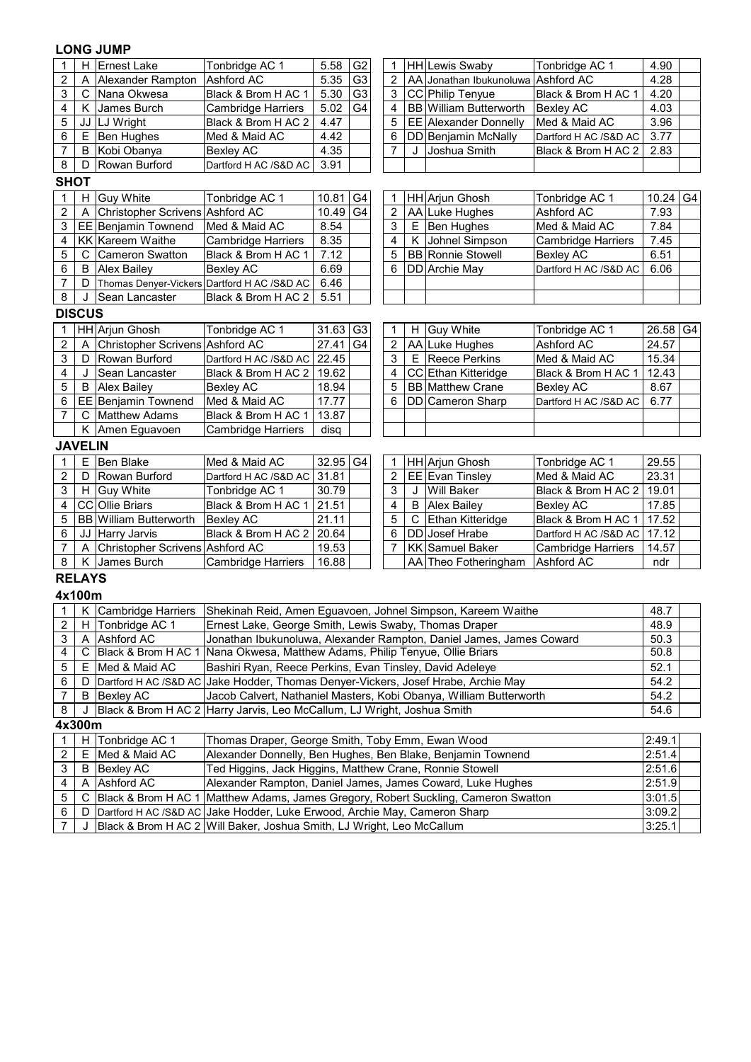## LONG JUMP

| | | | | | |
|---|---|---|---|---|---|
| 1 | H | Ernest Lake | Tonbridge AC 1 | 5.58 | G2 |
| 2 | A | Alexander Rampton | Ashford AC | 5.35 | G3 |
| 3 | C | Nana Okwesa | Black & Brom H AC 1 | 5.30 | G3 |
| 4 | K | James Burch | Cambridge Harriers | 5.02 | G4 |
| 5 | JJ | LJ Wright | Black & Brom H AC 2 | 4.47 | |
| 6 | E | Ben Hughes | Med & Maid AC | 4.42 | |
| 7 | B | Kobi Obanya | Bexley AC | 4.35 | |
| 8 | D | Rowan Burford | Dartford H AC /S&D AC | 3.91 | |

| | | | | | |
|---|---|---|---|---|---|
| 1 | HH | Lewis Swaby | Tonbridge AC 1 | 4.90 | |
| 2 | AA | Jonathan Ibukunoluwa | Ashford AC | 4.28 | |
| 3 | CC | Philip Tenyue | Black & Brom H AC 1 | 4.20 | |
| 4 | BB | William Butterworth | Bexley AC | 4.03 | |
| 5 | EE | Alexander Donnelly | Med & Maid AC | 3.96 | |
| 6 | DD | Benjamin McNally | Dartford H AC /S&D AC | 3.77 | |
| 7 | J | Joshua Smith | Black & Brom H AC 2 | 2.83 | |

## SHOT

| | | | | | |
|---|---|---|---|---|---|
| 1 | H | Guy White | Tonbridge AC 1 | 10.81 | G4 |
| 2 | A | Christopher Scrivens | Ashford AC | 10.49 | G4 |
| 3 | EE | Benjamin Townend | Med & Maid AC | 8.54 | |
| 4 | KK | Kareem Waithe | Cambridge Harriers | 8.35 | |
| 5 | C | Cameron Swatton | Black & Brom H AC 1 | 7.12 | |
| 6 | B | Alex Bailey | Bexley AC | 6.69 | |
| 7 | D | Thomas Denyer-Vickers | Dartford H AC /S&D AC | 6.46 | |
| 8 | J | Sean Lancaster | Black & Brom H AC 2 | 5.51 | |

| | | | | | |
|---|---|---|---|---|---|
| 1 | HH | Arjun Ghosh | Tonbridge AC 1 | 10.24 | G4 |
| 2 | AA | Luke Hughes | Ashford AC | 7.93 | |
| 3 | E | Ben Hughes | Med & Maid AC | 7.84 | |
| 4 | K | Johnel Simpson | Cambridge Harriers | 7.45 | |
| 5 | BB | Ronnie Stowell | Bexley AC | 6.51 | |
| 6 | DD | Archie May | Dartford H AC /S&D AC | 6.06 | |

## DISCUS

| | | | | | |
|---|---|---|---|---|---|
| 1 | HH | Arjun Ghosh | Tonbridge AC 1 | 31.63 | G3 |
| 2 | A | Christopher Scrivens | Ashford AC | 27.41 | G4 |
| 3 | D | Rowan Burford | Dartford H AC /S&D AC | 22.45 | |
| 4 | J | Sean Lancaster | Black & Brom H AC 2 | 19.62 | |
| 5 | B | Alex Bailey | Bexley AC | 18.94 | |
| 6 | EE | Benjamin Townend | Med & Maid AC | 17.77 | |
| 7 | C | Matthew Adams | Black & Brom H AC 1 | 13.87 | |
| | K | Amen Eguavoen | Cambridge Harriers | disq | |

| | | | | | |
|---|---|---|---|---|---|
| 1 | H | Guy White | Tonbridge AC 1 | 26.58 | G4 |
| 2 | AA | Luke Hughes | Ashford AC | 24.57 | |
| 3 | E | Reece Perkins | Med & Maid AC | 15.34 | |
| 4 | CC | Ethan Kitteridge | Black & Brom H AC 1 | 12.43 | |
| 5 | BB | Matthew Crane | Bexley AC | 8.67 | |
| 6 | DD | Cameron Sharp | Dartford H AC /S&D AC | 6.77 | |

## JAVELIN

| | | | | | |
|---|---|---|---|---|---|
| 1 | E | Ben Blake | Med & Maid AC | 32.95 | G4 |
| 2 | D | Rowan Burford | Dartford H AC /S&D AC | 31.81 | |
| 3 | H | Guy White | Tonbridge AC 1 | 30.79 | |
| 4 | CC | Ollie Briars | Black & Brom H AC 1 | 21.51 | |
| 5 | BB | William Butterworth | Bexley AC | 21.11 | |
| 6 | JJ | Harry Jarvis | Black & Brom H AC 2 | 20.64 | |
| 7 | A | Christopher Scrivens | Ashford AC | 19.53 | |
| 8 | K | James Burch | Cambridge Harriers | 16.88 | |

| | | | | | |
|---|---|---|---|---|---|
| 1 | HH | Arjun Ghosh | Tonbridge AC 1 | 29.55 | |
| 2 | EE | Evan Tinsley | Med & Maid AC | 23.31 | |
| 3 | J | Will Baker | Black & Brom H AC 2 | 19.01 | |
| 4 | B | Alex Bailey | Bexley AC | 17.85 | |
| 5 | C | Ethan Kitteridge | Black & Brom H AC 1 | 17.52 | |
| 6 | DD | Josef Hrabe | Dartford H AC /S&D AC | 17.12 | |
| 7 | KK | Samuel Baker | Cambridge Harriers | 14.57 | |
| | AA | Theo Fotheringham | Ashford AC | ndr | |

## RELAYS

### 4x100m

| | | | | | |
|---|---|---|---|---|---|
| 1 | K | Cambridge Harriers | Shekinah Reid, Amen Eguavoen, Johnel Simpson, Kareem Waithe | 48.7 | |
| 2 | H | Tonbridge AC 1 | Ernest Lake, George Smith, Lewis Swaby, Thomas Draper | 48.9 | |
| 3 | A | Ashford AC | Jonathan Ibukunoluwa, Alexander Rampton, Daniel James, James Coward | 50.3 | |
| 4 | C | Black & Brom H AC 1 | Nana Okwesa, Matthew Adams, Philip Tenyue, Ollie Briars | 50.8 | |
| 5 | E | Med & Maid AC | Bashiri Ryan, Reece Perkins, Evan Tinsley, David Adeleye | 52.1 | |
| 6 | D | Dartford H AC /S&D AC | Jake Hodder, Thomas Denyer-Vickers, Josef Hrabe, Archie May | 54.2 | |
| 7 | B | Bexley AC | Jacob Calvert, Nathaniel Masters, Kobi Obanya, William Butterworth | 54.2 | |
| 8 | J | Black & Brom H AC 2 | Harry Jarvis, Leo McCallum, LJ Wright, Joshua Smith | 54.6 | |

### 4x300m

| | | | | | |
|---|---|---|---|---|---|
| 1 | H | Tonbridge AC 1 | Thomas Draper, George Smith, Toby Emm, Ewan Wood | 2:49.1 | |
| 2 | E | Med & Maid AC | Alexander Donnelly, Ben Hughes, Ben Blake, Benjamin Townend | 2:51.4 | |
| 3 | B | Bexley AC | Ted Higgins, Jack Higgins, Matthew Crane, Ronnie Stowell | 2:51.6 | |
| 4 | A | Ashford AC | Alexander Rampton, Daniel James, James Coward, Luke Hughes | 2:51.9 | |
| 5 | C | Black & Brom H AC 1 | Matthew Adams, James Gregory, Robert Suckling, Cameron Swatton | 3:01.5 | |
| 6 | D | Dartford H AC /S&D AC | Jake Hodder, Luke Erwood, Archie May, Cameron Sharp | 3:09.2 | |
| 7 | J | Black & Brom H AC 2 | Will Baker, Joshua Smith, LJ Wright, Leo McCallum | 3:25.1 | |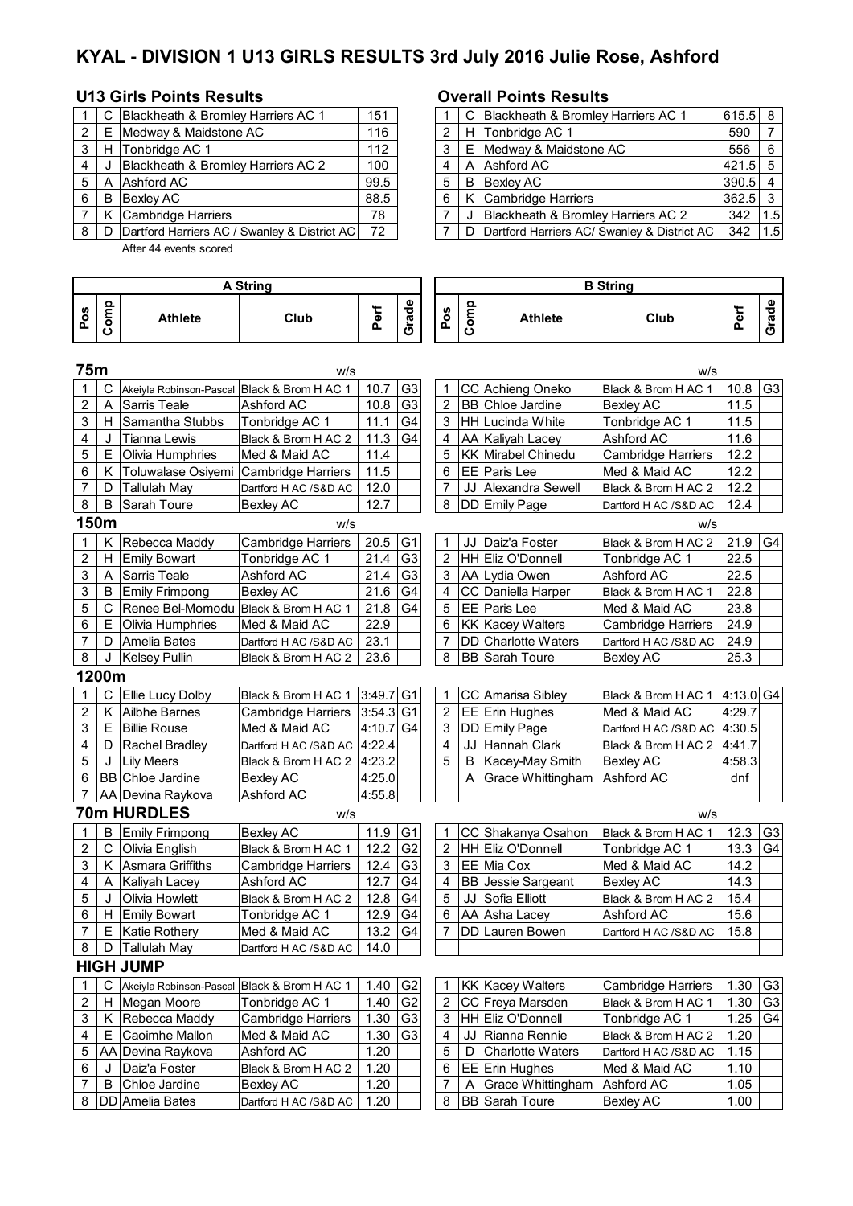# KYAL - DIVISION 1 U13 GIRLS RESULTS 3rd July 2016 Julie Rose, Ashford

## U13 Girls Points Results

| | | | |
|---|---|---|---|
| 1 | C | Blackheath & Bromley Harriers AC 1 | 151 |
| 2 | E | Medway & Maidstone AC | 116 |
| 3 | H | Tonbridge AC 1 | 112 |
| 4 | J | Blackheath & Bromley Harriers AC 2 | 100 |
| 5 | A | Ashford AC | 99.5 |
| 6 | B | Bexley AC | 88.5 |
| 7 | K | Cambridge Harriers | 78 |
| 8 | D | Dartford Harriers AC / Swanley & District AC | 72 |

After 44 events scored

## Overall Points Results

| | | | | |
|---|---|---|---|---|
| 1 | C | Blackheath & Bromley Harriers AC 1 | 615.5 | 8 |
| 2 | H | Tonbridge AC 1 | 590 | 7 |
| 3 | E | Medway & Maidstone AC | 556 | 6 |
| 4 | A | Ashford AC | 421.5 | 5 |
| 5 | B | Bexley AC | 390.5 | 4 |
| 6 | K | Cambridge Harriers | 362.5 | 3 |
| 7 | J | Blackheath & Bromley Harriers AC 2 | 342 | 1.5 |
| 7 | D | Dartford Harriers AC/ Swanley & District AC | 342 | 1.5 |

## A String

| Pos | Comp | Athlete | Club | Perf | Grade |
|---|---|---|---|---|---|
| **75m** | | | w/s | | |
| 1 | C | Akeiyla Robinson-Pascal | Black & Brom H AC 1 | 10.7 | G3 |
| 2 | A | Sarris Teale | Ashford AC | 10.8 | G3 |
| 3 | H | Samantha Stubbs | Tonbridge AC 1 | 11.1 | G4 |
| 4 | J | Tianna Lewis | Black & Brom H AC 2 | 11.3 | G4 |
| 5 | E | Olivia Humphries | Med & Maid AC | 11.4 | |
| 6 | K | Toluwalase Osiyemi | Cambridge Harriers | 11.5 | |
| 7 | D | Tallulah May | Dartford H AC /S&D AC | 12.0 | |
| 8 | B | Sarah Toure | Bexley AC | 12.7 | |
| **150m** | | | w/s | | |
| 1 | K | Rebecca Maddy | Cambridge Harriers | 20.5 | G1 |
| 2 | H | Emily Bowart | Tonbridge AC 1 | 21.4 | G3 |
| 3 | A | Sarris Teale | Ashford AC | 21.4 | G3 |
| 3 | B | Emily Frimpong | Bexley AC | 21.6 | G4 |
| 5 | C | Renee Bel-Momodu | Black & Brom H AC 1 | 21.8 | G4 |
| 6 | E | Olivia Humphries | Med & Maid AC | 22.9 | |
| 7 | D | Amelia Bates | Dartford H AC /S&D AC | 23.1 | |
| 8 | J | Kelsey Pullin | Black & Brom H AC 2 | 23.6 | |
| **1200m** | | | | | |
| 1 | C | Ellie Lucy Dolby | Black & Brom H AC 1 | 3:49.7 | G1 |
| 2 | K | Ailbhe Barnes | Cambridge Harriers | 3:54.3 | G1 |
| 3 | E | Billie Rouse | Med & Maid AC | 4:10.7 | G4 |
| 4 | D | Rachel Bradley | Dartford H AC /S&D AC | 4:22.4 | |
| 5 | J | Lily Meers | Black & Brom H AC 2 | 4:23.2 | |
| 6 | BB | Chloe Jardine | Bexley AC | 4:25.0 | |
| 7 | AA | Devina Raykova | Ashford AC | 4:55.8 | |
| **70m HURDLES** | | | w/s | | |
| 1 | B | Emily Frimpong | Bexley AC | 11.9 | G1 |
| 2 | C | Olivia English | Black & Brom H AC 1 | 12.2 | G2 |
| 3 | K | Asmara Griffiths | Cambridge Harriers | 12.4 | G3 |
| 4 | A | Kaliyah Lacey | Ashford AC | 12.7 | G4 |
| 5 | J | Olivia Howlett | Black & Brom H AC 2 | 12.8 | G4 |
| 6 | H | Emily Bowart | Tonbridge AC 1 | 12.9 | G4 |
| 7 | E | Katie Rothery | Med & Maid AC | 13.2 | G4 |
| 8 | D | Tallulah May | Dartford H AC /S&D AC | 14.0 | |
| **HIGH JUMP** | | | | | |
| 1 | C | Akeiyla Robinson-Pascal | Black & Brom H AC 1 | 1.40 | G2 |
| 2 | H | Megan Moore | Tonbridge AC 1 | 1.40 | G2 |
| 3 | K | Rebecca Maddy | Cambridge Harriers | 1.30 | G3 |
| 4 | E | Caoimhe Mallon | Med & Maid AC | 1.30 | G3 |
| 5 | AA | Devina Raykova | Ashford AC | 1.20 | |
| 6 | J | Daiz'a Foster | Black & Brom H AC 2 | 1.20 | |
| 7 | B | Chloe Jardine | Bexley AC | 1.20 | |
| 8 | DD | Amelia Bates | Dartford H AC /S&D AC | 1.20 | |

## B String

| Pos | Comp | Athlete | Club | Perf | Grade |
|---|---|---|---|---|---|
| **75m** | | | w/s | | |
| 1 | CC | Achieng Oneko | Black & Brom H AC 1 | 10.8 | G3 |
| 2 | BB | Chloe Jardine | Bexley AC | 11.5 | |
| 3 | HH | Lucinda White | Tonbridge AC 1 | 11.5 | |
| 4 | AA | Kaliyah Lacey | Ashford AC | 11.6 | |
| 5 | KK | Mirabel Chinedu | Cambridge Harriers | 12.2 | |
| 6 | EE | Paris Lee | Med & Maid AC | 12.2 | |
| 7 | JJ | Alexandra Sewell | Black & Brom H AC 2 | 12.2 | |
| 8 | DD | Emily Page | Dartford H AC /S&D AC | 12.4 | |
| **150m** | | | w/s | | |
| 1 | JJ | Daiz'a Foster | Black & Brom H AC 2 | 21.9 | G4 |
| 2 | HH | Eliz O'Donnell | Tonbridge AC 1 | 22.5 | |
| 3 | AA | Lydia Owen | Ashford AC | 22.5 | |
| 4 | CC | Daniella Harper | Black & Brom H AC 1 | 22.8 | |
| 5 | EE | Paris Lee | Med & Maid AC | 23.8 | |
| 6 | KK | Kacey Walters | Cambridge Harriers | 24.9 | |
| 7 | DD | Charlotte Waters | Dartford H AC /S&D AC | 24.9 | |
| 8 | BB | Sarah Toure | Bexley AC | 25.3 | |
| **1200m** | | | | | |
| 1 | CC | Amarisa Sibley | Black & Brom H AC 1 | 4:13.0 | G4 |
| 2 | EE | Erin Hughes | Med & Maid AC | 4:29.7 | |
| 3 | DD | Emily Page | Dartford H AC /S&D AC | 4:30.5 | |
| 4 | JJ | Hannah Clark | Black & Brom H AC 2 | 4:41.7 | |
| 5 | B | Kacey-May Smith | Bexley AC | 4:58.3 | |
| | A | Grace Whittingham | Ashford AC | dnf | |
| **70m HURDLES** | | | w/s | | |
| 1 | CC | Shakanya Osahon | Black & Brom H AC 1 | 12.3 | G3 |
| 2 | HH | Eliz O'Donnell | Tonbridge AC 1 | 13.3 | G4 |
| 3 | EE | Mia Cox | Med & Maid AC | 14.2 | |
| 4 | BB | Jessie Sargeant | Bexley AC | 14.3 | |
| 5 | JJ | Sofia Elliott | Black & Brom H AC 2 | 15.4 | |
| 6 | AA | Asha Lacey | Ashford AC | 15.6 | |
| 7 | DD | Lauren Bowen | Dartford H AC /S&D AC | 15.8 | |
| **HIGH JUMP** | | | | | |
| 1 | KK | Kacey Walters | Cambridge Harriers | 1.30 | G3 |
| 2 | CC | Freya Marsden | Black & Brom H AC 1 | 1.30 | G3 |
| 3 | HH | Eliz O'Donnell | Tonbridge AC 1 | 1.25 | G4 |
| 4 | JJ | Rianna Rennie | Black & Brom H AC 2 | 1.20 | |
| 5 | D | Charlotte Waters | Dartford H AC /S&D AC | 1.15 | |
| 6 | EE | Erin Hughes | Med & Maid AC | 1.10 | |
| 7 | A | Grace Whittingham | Ashford AC | 1.05 | |
| 8 | BB | Sarah Toure | Bexley AC | 1.00 | |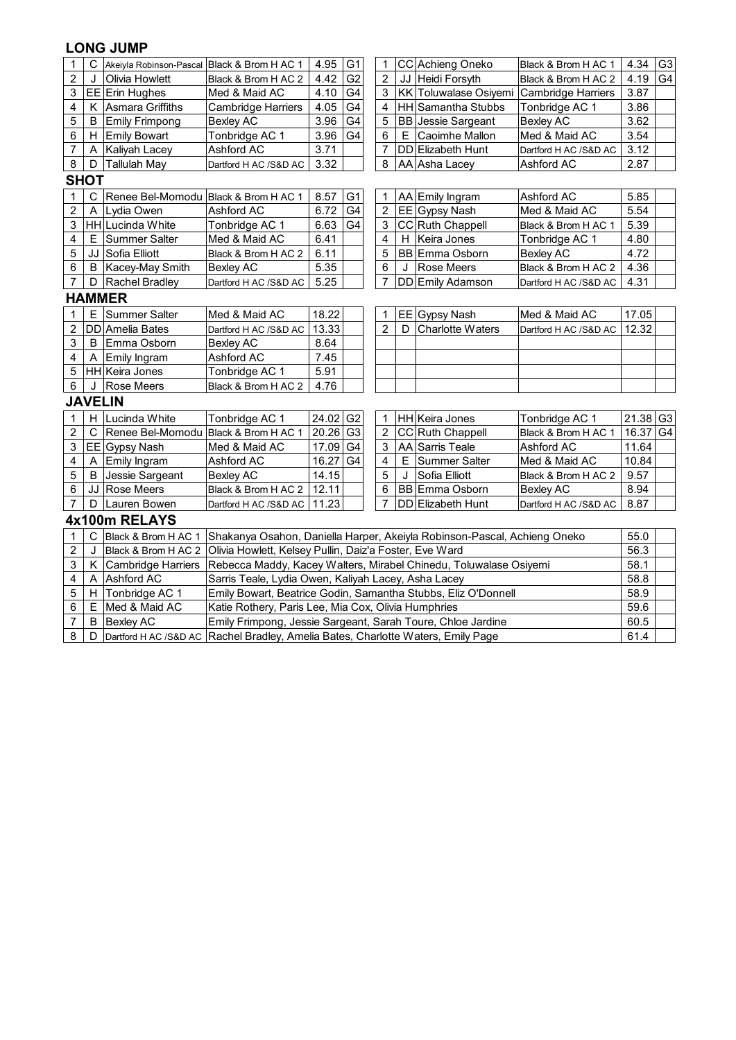## LONG JUMP

| | | | | | | | | | | | |
|---|---|---|---|---|---|---|---|---|---|---|---|
| 1 | C | Akeiyla Robinson-Pascal | Black & Brom H AC 1 | 4.95 | G1 | 1 | CC | Achieng Oneko | Black & Brom H AC 1 | 4.34 | G3 |
| 2 | J | Olivia Howlett | Black & Brom H AC 2 | 4.42 | G2 | 2 | JJ | Heidi Forsyth | Black & Brom H AC 2 | 4.19 | G4 |
| 3 | EE | Erin Hughes | Med & Maid AC | 4.10 | G4 | 3 | KK | Toluwalase Osiyemi | Cambridge Harriers | 3.87 | |
| 4 | K | Asmara Griffiths | Cambridge Harriers | 4.05 | G4 | 4 | HH | Samantha Stubbs | Tonbridge AC 1 | 3.86 | |
| 5 | B | Emily Frimpong | Bexley AC | 3.96 | G4 | 5 | BB | Jessie Sargeant | Bexley AC | 3.62 | |
| 6 | H | Emily Bowart | Tonbridge AC 1 | 3.96 | G4 | 6 | E | Caoimhe Mallon | Med & Maid AC | 3.54 | |
| 7 | A | Kaliyah Lacey | Ashford AC | 3.71 | | 7 | DD | Elizabeth Hunt | Dartford H AC /S&D AC | 3.12 | |
| 8 | D | Tallulah May | Dartford H AC /S&D AC | 3.32 | | 8 | AA | Asha Lacey | Ashford AC | 2.87 | |

## SHOT

| | | | | | | | | | | | |
|---|---|---|---|---|---|---|---|---|---|---|---|
| 1 | C | Renee Bel-Momodu | Black & Brom H AC 1 | 8.57 | G1 | 1 | AA | Emily Ingram | Ashford AC | 5.85 | |
| 2 | A | Lydia Owen | Ashford AC | 6.72 | G4 | 2 | EE | Gypsy Nash | Med & Maid AC | 5.54 | |
| 3 | HH | Lucinda White | Tonbridge AC 1 | 6.63 | G4 | 3 | CC | Ruth Chappell | Black & Brom H AC 1 | 5.39 | |
| 4 | E | Summer Salter | Med & Maid AC | 6.41 | | 4 | H | Keira Jones | Tonbridge AC 1 | 4.80 | |
| 5 | JJ | Sofia Elliott | Black & Brom H AC 2 | 6.11 | | 5 | BB | Emma Osborn | Bexley AC | 4.72 | |
| 6 | B | Kacey-May Smith | Bexley AC | 5.35 | | 6 | J | Rose Meers | Black & Brom H AC 2 | 4.36 | |
| 7 | D | Rachel Bradley | Dartford H AC /S&D AC | 5.25 | | 7 | DD | Emily Adamson | Dartford H AC /S&D AC | 4.31 | |

## HAMMER

| | | | | | | | | | | | |
|---|---|---|---|---|---|---|---|---|---|---|---|
| 1 | E | Summer Salter | Med & Maid AC | 18.22 | | 1 | EE | Gypsy Nash | Med & Maid AC | 17.05 | |
| 2 | DD | Amelia Bates | Dartford H AC /S&D AC | 13.33 | | 2 | D | Charlotte Waters | Dartford H AC /S&D AC | 12.32 | |
| 3 | B | Emma Osborn | Bexley AC | 8.64 | | | | | | | |
| 4 | A | Emily Ingram | Ashford AC | 7.45 | | | | | | | |
| 5 | HH | Keira Jones | Tonbridge AC 1 | 5.91 | | | | | | | |
| 6 | J | Rose Meers | Black & Brom H AC 2 | 4.76 | | | | | | | |

## JAVELIN

| | | | | | | | | | | | |
|---|---|---|---|---|---|---|---|---|---|---|---|
| 1 | H | Lucinda White | Tonbridge AC 1 | 24.02 | G2 | 1 | HH | Keira Jones | Tonbridge AC 1 | 21.38 | G3 |
| 2 | C | Renee Bel-Momodu | Black & Brom H AC 1 | 20.26 | G3 | 2 | CC | Ruth Chappell | Black & Brom H AC 1 | 16.37 | G4 |
| 3 | EE | Gypsy Nash | Med & Maid AC | 17.09 | G4 | 3 | AA | Sarris Teale | Ashford AC | 11.64 | |
| 4 | A | Emily Ingram | Ashford AC | 16.27 | G4 | 4 | E | Summer Salter | Med & Maid AC | 10.84 | |
| 5 | B | Jessie Sargeant | Bexley AC | 14.15 | | 5 | J | Sofia Elliott | Black & Brom H AC 2 | 9.57 | |
| 6 | JJ | Rose Meers | Black & Brom H AC 2 | 12.11 | | 6 | BB | Emma Osborn | Bexley AC | 8.94 | |
| 7 | D | Lauren Bowen | Dartford H AC /S&D AC | 11.23 | | 7 | DD | Elizabeth Hunt | Dartford H AC /S&D AC | 8.87 | |

## 4x100m RELAYS

| | | | | | |
|---|---|---|---|---|---|
| 1 | C | Black & Brom H AC 1 | Shakanya Osahon, Daniella Harper, Akeiyla Robinson-Pascal, Achieng Oneko | 55.0 | |
| 2 | J | Black & Brom H AC 2 | Olivia Howlett, Kelsey Pullin, Daiz'a Foster, Eve Ward | 56.3 | |
| 3 | K | Cambridge Harriers | Rebecca Maddy, Kacey Walters, Mirabel Chinedu, Toluwalase Osiyemi | 58.1 | |
| 4 | A | Ashford AC | Sarris Teale, Lydia Owen, Kaliyah Lacey, Asha Lacey | 58.8 | |
| 5 | H | Tonbridge AC 1 | Emily Bowart, Beatrice Godin, Samantha Stubbs, Eliz O'Donnell | 58.9 | |
| 6 | E | Med & Maid AC | Katie Rothery, Paris Lee, Mia Cox, Olivia Humphries | 59.6 | |
| 7 | B | Bexley AC | Emily Frimpong, Jessie Sargeant, Sarah Toure, Chloe Jardine | 60.5 | |
| 8 | D | Dartford H AC /S&D AC | Rachel Bradley, Amelia Bates, Charlotte Waters, Emily Page | 61.4 | |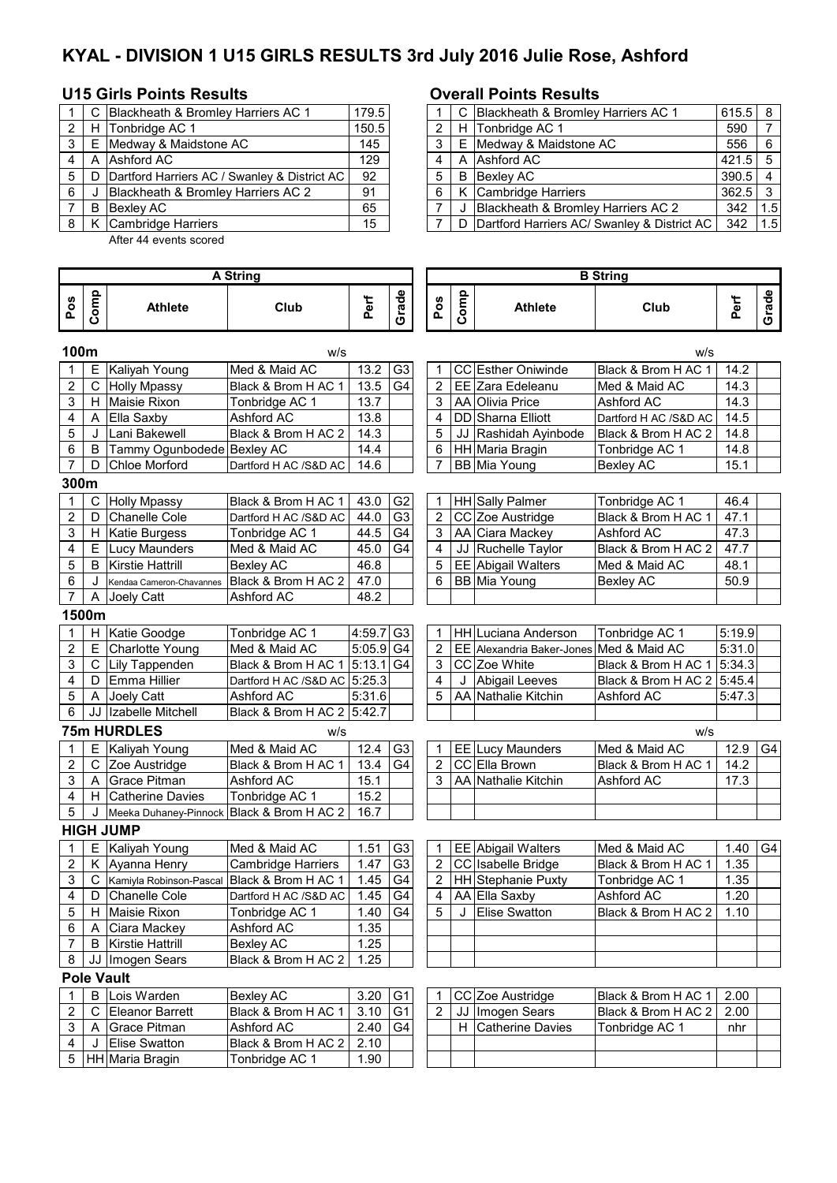# KYAL - DIVISION 1 U15 GIRLS RESULTS 3rd July 2016 Julie Rose, Ashford

## U15 Girls Points Results

| | | | |
|---|---|---|---|
| 1 | C | Blackheath & Bromley Harriers AC 1 | 179.5 |
| 2 | H | Tonbridge AC 1 | 150.5 |
| 3 | E | Medway & Maidstone AC | 145 |
| 4 | A | Ashford AC | 129 |
| 5 | D | Dartford Harriers AC / Swanley & District AC | 92 |
| 6 | J | Blackheath & Bromley Harriers AC 2 | 91 |
| 7 | B | Bexley AC | 65 |
| 8 | K | Cambridge Harriers | 15 |

After 44 events scored

## Overall Points Results

| | | | | |
|---|---|---|---|---|
| 1 | C | Blackheath & Bromley Harriers AC 1 | 615.5 | 8 |
| 2 | H | Tonbridge AC 1 | 590 | 7 |
| 3 | E | Medway & Maidstone AC | 556 | 6 |
| 4 | A | Ashford AC | 421.5 | 5 |
| 5 | B | Bexley AC | 390.5 | 4 |
| 6 | K | Cambridge Harriers | 362.5 | 3 |
| 7 | J | Blackheath & Bromley Harriers AC 2 | 342 | 1.5 |
| 7 | D | Dartford Harriers AC/ Swanley & District AC | 342 | 1.5 |

### 100m

A String (w/s)

| Pos | Comp | Athlete | Club | Perf | Grade |
|---|---|---|---|---|---|
| 1 | E | Kaliyah Young | Med & Maid AC | 13.2 | G3 |
| 2 | C | Holly Mpassy | Black & Brom H AC 1 | 13.5 | G4 |
| 3 | H | Maisie Rixon | Tonbridge AC 1 | 13.7 | |
| 4 | A | Ella Saxby | Ashford AC | 13.8 | |
| 5 | J | Lani Bakewell | Black & Brom H AC 2 | 14.3 | |
| 6 | B | Tammy Ogunbodede | Bexley AC | 14.4 | |
| 7 | D | Chloe Morford | Dartford H AC /S&D AC | 14.6 | |

B String (w/s)

| Pos | Comp | Athlete | Club | Perf | Grade |
|---|---|---|---|---|---|
| 1 | CC | Esther Oniwinde | Black & Brom H AC 1 | 14.2 | |
| 2 | EE | Zara Edeleanu | Med & Maid AC | 14.3 | |
| 3 | AA | Olivia Price | Ashford AC | 14.3 | |
| 4 | DD | Sharna Elliott | Dartford H AC /S&D AC | 14.5 | |
| 5 | JJ | Rashidah Ayinbode | Black & Brom H AC 2 | 14.8 | |
| 6 | HH | Maria Bragin | Tonbridge AC 1 | 14.8 | |
| 7 | BB | Mia Young | Bexley AC | 15.1 | |

### 300m

A String

| Pos | Comp | Athlete | Club | Perf | Grade |
|---|---|---|---|---|---|
| 1 | C | Holly Mpassy | Black & Brom H AC 1 | 43.0 | G2 |
| 2 | D | Chanelle Cole | Dartford H AC /S&D AC | 44.0 | G3 |
| 3 | H | Katie Burgess | Tonbridge AC 1 | 44.5 | G4 |
| 4 | E | Lucy Maunders | Med & Maid AC | 45.0 | G4 |
| 5 | B | Kirstie Hattrill | Bexley AC | 46.8 | |
| 6 | J | Kendaa Cameron-Chavannes | Black & Brom H AC 2 | 47.0 | |
| 7 | A | Joely Catt | Ashford AC | 48.2 | |

B String

| Pos | Comp | Athlete | Club | Perf | Grade |
|---|---|---|---|---|---|
| 1 | HH | Sally Palmer | Tonbridge AC 1 | 46.4 | |
| 2 | CC | Zoe Austridge | Black & Brom H AC 1 | 47.1 | |
| 3 | AA | Ciara Mackey | Ashford AC | 47.3 | |
| 4 | JJ | Ruchelle Taylor | Black & Brom H AC 2 | 47.7 | |
| 5 | EE | Abigail Walters | Med & Maid AC | 48.1 | |
| 6 | BB | Mia Young | Bexley AC | 50.9 | |

### 1500m

A String

| Pos | Comp | Athlete | Club | Perf | Grade |
|---|---|---|---|---|---|
| 1 | H | Katie Goodge | Tonbridge AC 1 | 4:59.7 | G3 |
| 2 | E | Charlotte Young | Med & Maid AC | 5:05.9 | G4 |
| 3 | C | Lily Tappenden | Black & Brom H AC 1 | 5:13.1 | G4 |
| 4 | D | Emma Hillier | Dartford H AC /S&D AC | 5:25.3 | |
| 5 | A | Joely Catt | Ashford AC | 5:31.6 | |
| 6 | JJ | Izabelle Mitchell | Black & Brom H AC 2 | 5:42.7 | |

B String

| Pos | Comp | Athlete | Club | Perf | Grade |
|---|---|---|---|---|---|
| 1 | HH | Luciana Anderson | Tonbridge AC 1 | 5:19.9 | |
| 2 | EE | Alexandria Baker-Jones | Med & Maid AC | 5:31.0 | |
| 3 | CC | Zoe White | Black & Brom H AC 1 | 5:34.3 | |
| 4 | J | Abigail Leeves | Black & Brom H AC 2 | 5:45.4 | |
| 5 | AA | Nathalie Kitchin | Ashford AC | 5:47.3 | |

### 75m HURDLES

A String (w/s)

| Pos | Comp | Athlete | Club | Perf | Grade |
|---|---|---|---|---|---|
| 1 | E | Kaliyah Young | Med & Maid AC | 12.4 | G3 |
| 2 | C | Zoe Austridge | Black & Brom H AC 1 | 13.4 | G4 |
| 3 | A | Grace Pitman | Ashford AC | 15.1 | |
| 4 | H | Catherine Davies | Tonbridge AC 1 | 15.2 | |
| 5 | J | Meeka Duhaney-Pinnock | Black & Brom H AC 2 | 16.7 | |

B String (w/s)

| Pos | Comp | Athlete | Club | Perf | Grade |
|---|---|---|---|---|---|
| 1 | EE | Lucy Maunders | Med & Maid AC | 12.9 | G4 |
| 2 | CC | Ella Brown | Black & Brom H AC 1 | 14.2 | |
| 3 | AA | Nathalie Kitchin | Ashford AC | 17.3 | |

### HIGH JUMP

A String

| Pos | Comp | Athlete | Club | Perf | Grade |
|---|---|---|---|---|---|
| 1 | E | Kaliyah Young | Med & Maid AC | 1.51 | G3 |
| 2 | K | Ayanna Henry | Cambridge Harriers | 1.47 | G3 |
| 3 | C | Kamiyla Robinson-Pascal | Black & Brom H AC 1 | 1.45 | G4 |
| 4 | D | Chanelle Cole | Dartford H AC /S&D AC | 1.45 | G4 |
| 5 | H | Maisie Rixon | Tonbridge AC 1 | 1.40 | G4 |
| 6 | A | Ciara Mackey | Ashford AC | 1.35 | |
| 7 | B | Kirstie Hattrill | Bexley AC | 1.25 | |
| 8 | JJ | Imogen Sears | Black & Brom H AC 2 | 1.25 | |

B String

| Pos | Comp | Athlete | Club | Perf | Grade |
|---|---|---|---|---|---|
| 1 | EE | Abigail Walters | Med & Maid AC | 1.40 | G4 |
| 2 | CC | Isabelle Bridge | Black & Brom H AC 1 | 1.35 | |
| 2 | HH | Stephanie Puxty | Tonbridge AC 1 | 1.35 | |
| 4 | AA | Ella Saxby | Ashford AC | 1.20 | |
| 5 | J | Elise Swatton | Black & Brom H AC 2 | 1.10 | |

### Pole Vault

A String

| Pos | Comp | Athlete | Club | Perf | Grade |
|---|---|---|---|---|---|
| 1 | B | Lois Warden | Bexley AC | 3.20 | G1 |
| 2 | C | Eleanor Barrett | Black & Brom H AC 1 | 3.10 | G1 |
| 3 | A | Grace Pitman | Ashford AC | 2.40 | G4 |
| 4 | J | Elise Swatton | Black & Brom H AC 2 | 2.10 | |
| 5 | HH | Maria Bragin | Tonbridge AC 1 | 1.90 | |

B String

| Pos | Comp | Athlete | Club | Perf | Grade |
|---|---|---|---|---|---|
| 1 | CC | Zoe Austridge | Black & Brom H AC 1 | 2.00 | |
| 2 | JJ | Imogen Sears | Black & Brom H AC 2 | 2.00 | |
| | H | Catherine Davies | Tonbridge AC 1 | nhr | |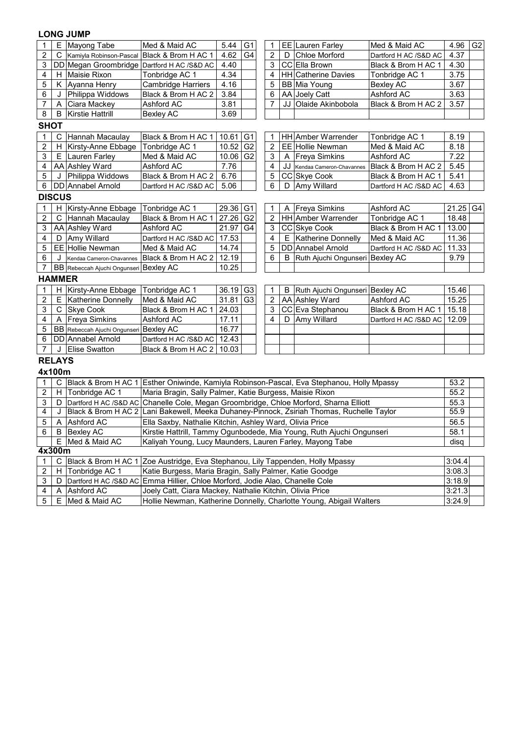## LONG JUMP

| | | | | | |
|---|---|---|---|---|---|
| 1 | E | Mayong Tabe | Med & Maid AC | 5.44 | G1 |
| 2 | C | Kamiyla Robinson-Pascal | Black & Brom H AC 1 | 4.62 | G4 |
| 3 | DD | Megan Groombridge | Dartford H AC /S&D AC | 4.40 | |
| 4 | H | Maisie Rixon | Tonbridge AC 1 | 4.34 | |
| 5 | K | Ayanna Henry | Cambridge Harriers | 4.16 | |
| 6 | J | Philippa Widdows | Black & Brom H AC 2 | 3.84 | |
| 7 | A | Ciara Mackey | Ashford AC | 3.81 | |
| 8 | B | Kirstie Hattrill | Bexley AC | 3.69 | |

| | | | | | |
|---|---|---|---|---|---|
| 1 | EE | Lauren Farley | Med & Maid AC | 4.96 | G2 |
| 2 | D | Chloe Morford | Dartford H AC /S&D AC | 4.37 | |
| 3 | CC | Ella Brown | Black & Brom H AC 1 | 4.30 | |
| 4 | HH | Catherine Davies | Tonbridge AC 1 | 3.75 | |
| 5 | BB | Mia Young | Bexley AC | 3.67 | |
| 6 | AA | Joely Catt | Ashford AC | 3.63 | |
| 7 | JJ | Olaide Akinbobola | Black & Brom H AC 2 | 3.57 | |

## SHOT

| | | | | | |
|---|---|---|---|---|---|
| 1 | C | Hannah Macaulay | Black & Brom H AC 1 | 10.61 | G1 |
| 2 | H | Kirsty-Anne Ebbage | Tonbridge AC 1 | 10.52 | G2 |
| 3 | E | Lauren Farley | Med & Maid AC | 10.06 | G2 |
| 4 | AA | Ashley Ward | Ashford AC | 7.76 | |
| 5 | J | Philippa Widdows | Black & Brom H AC 2 | 6.76 | |
| 6 | DD | Annabel Arnold | Dartford H AC /S&D AC | 5.06 | |

| | | | | | |
|---|---|---|---|---|---|
| 1 | HH | Amber Warrender | Tonbridge AC 1 | 8.19 | |
| 2 | EE | Hollie Newman | Med & Maid AC | 8.18 | |
| 3 | A | Freya Simkins | Ashford AC | 7.22 | |
| 4 | JJ | Kendaa Cameron-Chavannes | Black & Brom H AC 2 | 5.45 | |
| 5 | CC | Skye Cook | Black & Brom H AC 1 | 5.41 | |
| 6 | D | Amy Willard | Dartford H AC /S&D AC | 4.63 | |

## DISCUS

| | | | | | |
|---|---|---|---|---|---|
| 1 | H | Kirsty-Anne Ebbage | Tonbridge AC 1 | 29.36 | G1 |
| 2 | C | Hannah Macaulay | Black & Brom H AC 1 | 27.26 | G2 |
| 3 | AA | Ashley Ward | Ashford AC | 21.97 | G4 |
| 4 | D | Amy Willard | Dartford H AC /S&D AC | 17.53 | |
| 5 | EE | Hollie Newman | Med & Maid AC | 14.74 | |
| 6 | J | Kendaa Cameron-Chavannes | Black & Brom H AC 2 | 12.19 | |
| 7 | BB | Rebeccah Ajuchi Ongunseri | Bexley AC | 10.25 | |

| | | | | | |
|---|---|---|---|---|---|
| 1 | A | Freya Simkins | Ashford AC | 21.25 | G4 |
| 2 | HH | Amber Warrender | Tonbridge AC 1 | 18.48 | |
| 3 | CC | Skye Cook | Black & Brom H AC 1 | 13.00 | |
| 4 | E | Katherine Donnelly | Med & Maid AC | 11.36 | |
| 5 | DD | Annabel Arnold | Dartford H AC /S&D AC | 11.33 | |
| 6 | B | Ruth Ajuchi Ongunseri | Bexley AC | 9.79 | |

## HAMMER

| | | | | | |
|---|---|---|---|---|---|
| 1 | H | Kirsty-Anne Ebbage | Tonbridge AC 1 | 36.19 | G3 |
| 2 | E | Katherine Donnelly | Med & Maid AC | 31.81 | G3 |
| 3 | C | Skye Cook | Black & Brom H AC 1 | 24.03 | |
| 4 | A | Freya Simkins | Ashford AC | 17.11 | |
| 5 | BB | Rebeccah Ajuchi Ongunseri | Bexley AC | 16.77 | |
| 6 | DD | Annabel Arnold | Dartford H AC /S&D AC | 12.43 | |
| 7 | J | Elise Swatton | Black & Brom H AC 2 | 10.03 | |

| | | | | | |
|---|---|---|---|---|---|
| 1 | B | Ruth Ajuchi Ongunseri | Bexley AC | 15.46 | |
| 2 | AA | Ashley Ward | Ashford AC | 15.25 | |
| 3 | CC | Eva Stephanou | Black & Brom H AC 1 | 15.18 | |
| 4 | D | Amy Willard | Dartford H AC /S&D AC | 12.09 | |

## RELAYS

### 4x100m

| | | | | | |
|---|---|---|---|---|---|
| 1 | C | Black & Brom H AC 1 | Esther Oniwinde, Kamiyla Robinson-Pascal, Eva Stephanou, Holly Mpassy | 53.2 | |
| 2 | H | Tonbridge AC 1 | Maria Bragin, Sally Palmer, Katie Burgess, Maisie Rixon | 55.2 | |
| 3 | D | Dartford H AC /S&D AC | Chanelle Cole, Megan Groombridge, Chloe Morford, Sharna Elliott | 55.3 | |
| 4 | J | Black & Brom H AC 2 | Lani Bakewell, Meeka Duhaney-Pinnock, Zsiriah Thomas, Ruchelle Taylor | 55.9 | |
| 5 | A | Ashford AC | Ella Saxby, Nathalie Kitchin, Ashley Ward, Olivia Price | 56.5 | |
| 6 | B | Bexley AC | Kirstie Hattrill, Tammy Ogunbodede, Mia Young, Ruth Ajuchi Ongunseri | 58.1 | |
| | E | Med & Maid AC | Kaliyah Young, Lucy Maunders, Lauren Farley, Mayong Tabe | disq | |

### 4x300m

| | | | | | |
|---|---|---|---|---|---|
| 1 | C | Black & Brom H AC 1 | Zoe Austridge, Eva Stephanou, Lily Tappenden, Holly Mpassy | 3:04.4 | |
| 2 | H | Tonbridge AC 1 | Katie Burgess, Maria Bragin, Sally Palmer, Katie Goodge | 3:08.3 | |
| 3 | D | Dartford H AC /S&D AC | Emma Hillier, Chloe Morford, Jodie Alao, Chanelle Cole | 3:18.9 | |
| 4 | A | Ashford AC | Joely Catt, Ciara Mackey, Nathalie Kitchin, Olivia Price | 3:21.3 | |
| 5 | E | Med & Maid AC | Hollie Newman, Katherine Donnelly, Charlotte Young, Abigail Walters | 3:24.9 | |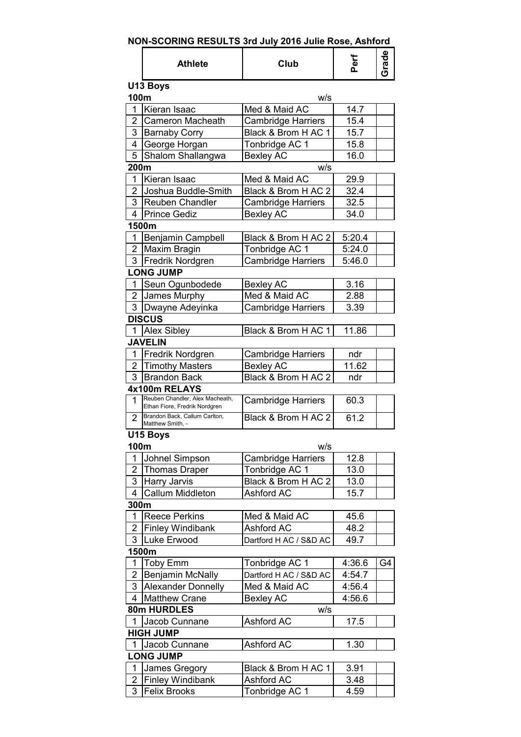# NON-SCORING RESULTS 3rd July 2016 Julie Rose, Ashford

| | Athlete | Club | Perf | Grade |
|---|---|---|---|---|
| **U13 Boys** | | | | |
| **100m** | | w/s | | |
| 1 | Kieran Isaac | Med & Maid AC | 14.7 | |
| 2 | Cameron Macheath | Cambridge Harriers | 15.4 | |
| 3 | Barnaby Corry | Black & Brom H AC 1 | 15.7 | |
| 4 | George Horgan | Tonbridge AC 1 | 15.8 | |
| 5 | Shalom Shallangwa | Bexley AC | 16.0 | |
| **200m** | | w/s | | |
| 1 | Kieran Isaac | Med & Maid AC | 29.9 | |
| 2 | Joshua Buddle-Smith | Black & Brom H AC 2 | 32.4 | |
| 3 | Reuben Chandler | Cambridge Harriers | 32.5 | |
| 4 | Prince Gediz | Bexley AC | 34.0 | |
| **1500m** | | | | |
| 1 | Benjamin Campbell | Black & Brom H AC 2 | 5:20.4 | |
| 2 | Maxim Bragin | Tonbridge AC 1 | 5:24.0 | |
| 3 | Fredrik Nordgren | Cambridge Harriers | 5:46.0 | |
| **LONG JUMP** | | | | |
| 1 | Seun Ogunbodede | Bexley AC | 3.16 | |
| 2 | James Murphy | Med & Maid AC | 2.88 | |
| 3 | Dwayne Adeyinka | Cambridge Harriers | 3.39 | |
| **DISCUS** | | | | |
| 1 | Alex Sibley | Black & Brom H AC 1 | 11.86 | |
| **JAVELIN** | | | | |
| 1 | Fredrik Nordgren | Cambridge Harriers | ndr | |
| 2 | Timothy Masters | Bexley AC | 11.62 | |
| 3 | Brandon Back | Black & Brom H AC 2 | ndr | |
| **4x100m RELAYS** | | | | |
| 1 | Reuben Chandler, Alex Macheath, Ethan Fiore, Fredrik Nordgren | Cambridge Harriers | 60.3 | |
| 2 | Brandon Back, Callum Carlton, Matthew Smith, - | Black & Brom H AC 2 | 61.2 | |
| **U15 Boys** | | | | |
| **100m** | | w/s | | |
| 1 | Johnel Simpson | Cambridge Harriers | 12.8 | |
| 2 | Thomas Draper | Tonbridge AC 1 | 13.0 | |
| 3 | Harry Jarvis | Black & Brom H AC 2 | 13.0 | |
| 4 | Callum Middleton | Ashford AC | 15.7 | |
| **300m** | | | | |
| 1 | Reece Perkins | Med & Maid AC | 45.6 | |
| 2 | Finley Windibank | Ashford AC | 48.2 | |
| 3 | Luke Erwood | Dartford H AC / S&D AC | 49.7 | |
| **1500m** | | | | |
| 1 | Toby Emm | Tonbridge AC 1 | 4:36.6 | G4 |
| 2 | Benjamin McNally | Dartford H AC / S&D AC | 4:54.7 | |
| 3 | Alexander Donnelly | Med & Maid AC | 4:56.4 | |
| 4 | Matthew Crane | Bexley AC | 4:56.6 | |
| **80m HURDLES** | | w/s | | |
| 1 | Jacob Cunnane | Ashford AC | 17.5 | |
| **HIGH JUMP** | | | | |
| 1 | Jacob Cunnane | Ashford AC | 1.30 | |
| **LONG JUMP** | | | | |
| 1 | James Gregory | Black & Brom H AC 1 | 3.91 | |
| 2 | Finley Windibank | Ashford AC | 3.48 | |
| 3 | Felix Brooks | Tonbridge AC 1 | 4.59 | |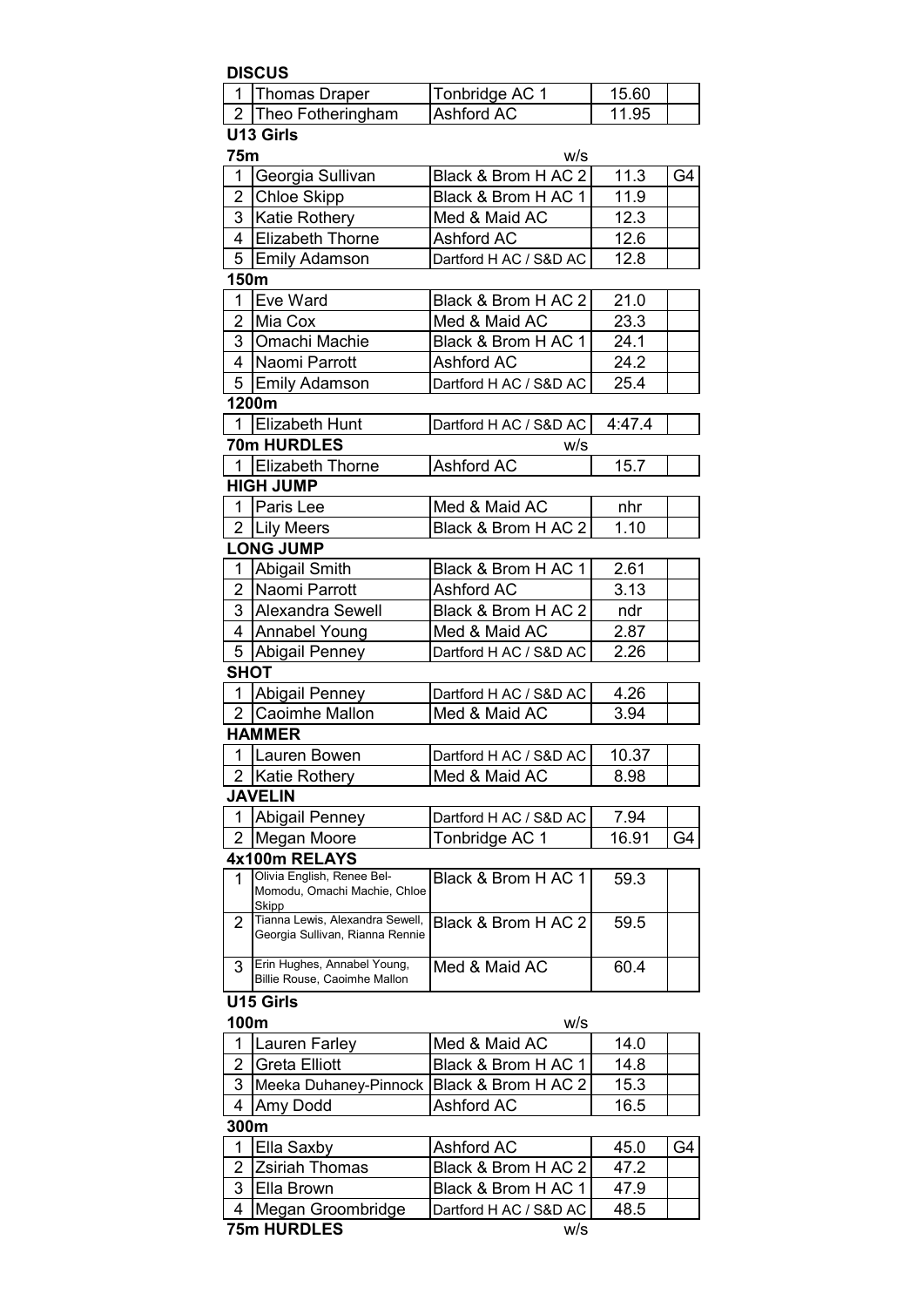**DISCUS**

| | | | | |
|---|---|---|---|---|
| 1 | Thomas Draper | Tonbridge AC 1 | 15.60 | |
| 2 | Theo Fotheringham | Ashford AC | 11.95 | |

## U13 Girls

**75m** w/s

| | | | | |
|---|---|---|---|---|
| 1 | Georgia Sullivan | Black & Brom H AC 2 | 11.3 | G4 |
| 2 | Chloe Skipp | Black & Brom H AC 1 | 11.9 | |
| 3 | Katie Rothery | Med & Maid AC | 12.3 | |
| 4 | Elizabeth Thorne | Ashford AC | 12.6 | |
| 5 | Emily Adamson | Dartford H AC / S&D AC | 12.8 | |

**150m**

| | | | | |
|---|---|---|---|---|
| 1 | Eve Ward | Black & Brom H AC 2 | 21.0 | |
| 2 | Mia Cox | Med & Maid AC | 23.3 | |
| 3 | Omachi Machie | Black & Brom H AC 1 | 24.1 | |
| 4 | Naomi Parrott | Ashford AC | 24.2 | |
| 5 | Emily Adamson | Dartford H AC / S&D AC | 25.4 | |

**1200m**

| | | | | |
|---|---|---|---|---|
| 1 | Elizabeth Hunt | Dartford H AC / S&D AC | 4:47.4 | |

**70m HURDLES** w/s

| | | | | |
|---|---|---|---|---|
| 1 | Elizabeth Thorne | Ashford AC | 15.7 | |

**HIGH JUMP**

| | | | | |
|---|---|---|---|---|
| 1 | Paris Lee | Med & Maid AC | nhr | |
| 2 | Lily Meers | Black & Brom H AC 2 | 1.10 | |

**LONG JUMP**

| | | | | |
|---|---|---|---|---|
| 1 | Abigail Smith | Black & Brom H AC 1 | 2.61 | |
| 2 | Naomi Parrott | Ashford AC | 3.13 | |
| 3 | Alexandra Sewell | Black & Brom H AC 2 | ndr | |
| 4 | Annabel Young | Med & Maid AC | 2.87 | |
| 5 | Abigail Penney | Dartford H AC / S&D AC | 2.26 | |

**SHOT**

| | | | | |
|---|---|---|---|---|
| 1 | Abigail Penney | Dartford H AC / S&D AC | 4.26 | |
| 2 | Caoimhe Mallon | Med & Maid AC | 3.94 | |

**HAMMER**

| | | | | |
|---|---|---|---|---|
| 1 | Lauren Bowen | Dartford H AC / S&D AC | 10.37 | |
| 2 | Katie Rothery | Med & Maid AC | 8.98 | |

**JAVELIN**

| | | | | |
|---|---|---|---|---|
| 1 | Abigail Penney | Dartford H AC / S&D AC | 7.94 | |
| 2 | Megan Moore | Tonbridge AC 1 | 16.91 | G4 |

**4x100m RELAYS**

| | | | | |
|---|---|---|---|---|
| 1 | Olivia English, Renee Bel-Momodu, Omachi Machie, Chloe Skipp | Black & Brom H AC 1 | 59.3 | |
| 2 | Tianna Lewis, Alexandra Sewell, Georgia Sullivan, Rianna Rennie | Black & Brom H AC 2 | 59.5 | |
| 3 | Erin Hughes, Annabel Young, Billie Rouse, Caoimhe Mallon | Med & Maid AC | 60.4 | |

## U15 Girls

**100m** w/s

| | | | | |
|---|---|---|---|---|
| 1 | Lauren Farley | Med & Maid AC | 14.0 | |
| 2 | Greta Elliott | Black & Brom H AC 1 | 14.8 | |
| 3 | Meeka Duhaney-Pinnock | Black & Brom H AC 2 | 15.3 | |
| 4 | Amy Dodd | Ashford AC | 16.5 | |

**300m**

| | | | | |
|---|---|---|---|---|
| 1 | Ella Saxby | Ashford AC | 45.0 | G4 |
| 2 | Zsiriah Thomas | Black & Brom H AC 2 | 47.2 | |
| 3 | Ella Brown | Black & Brom H AC 1 | 47.9 | |
| 4 | Megan Groombridge | Dartford H AC / S&D AC | 48.5 | |

**75m HURDLES** w/s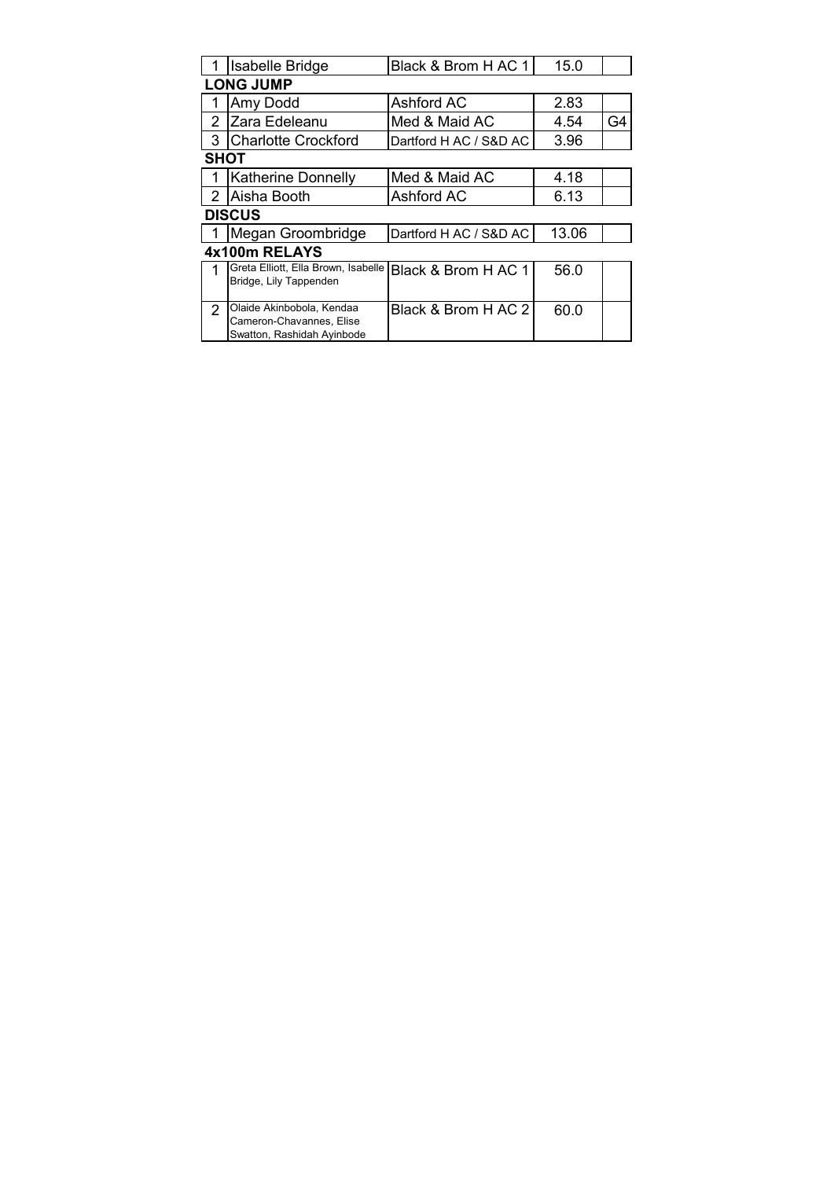| | | | | |
|---|---|---|---|---|
| 1 | Isabelle Bridge | Black & Brom H AC 1 | 15.0 | |

**LONG JUMP**

| | | | | |
|---|---|---|---|---|
| 1 | Amy Dodd | Ashford AC | 2.83 | |
| 2 | Zara Edeleanu | Med & Maid AC | 4.54 | G4 |
| 3 | Charlotte Crockford | Dartford H AC / S&D AC | 3.96 | |

**SHOT**

| | | | | |
|---|---|---|---|---|
| 1 | Katherine Donnelly | Med & Maid AC | 4.18 | |
| 2 | Aisha Booth | Ashford AC | 6.13 | |

**DISCUS**

| | | | | |
|---|---|---|---|---|
| 1 | Megan Groombridge | Dartford H AC / S&D AC | 13.06 | |

**4x100m RELAYS**

| | | | | |
|---|---|---|---|---|
| 1 | Greta Elliott, Ella Brown, Isabelle Bridge, Lily Tappenden | Black & Brom H AC 1 | 56.0 | |
| 2 | Olaide Akinbobola, Kendaa Cameron-Chavannes, Elise Swatton, Rashidah Ayinbode | Black & Brom H AC 2 | 60.0 | |